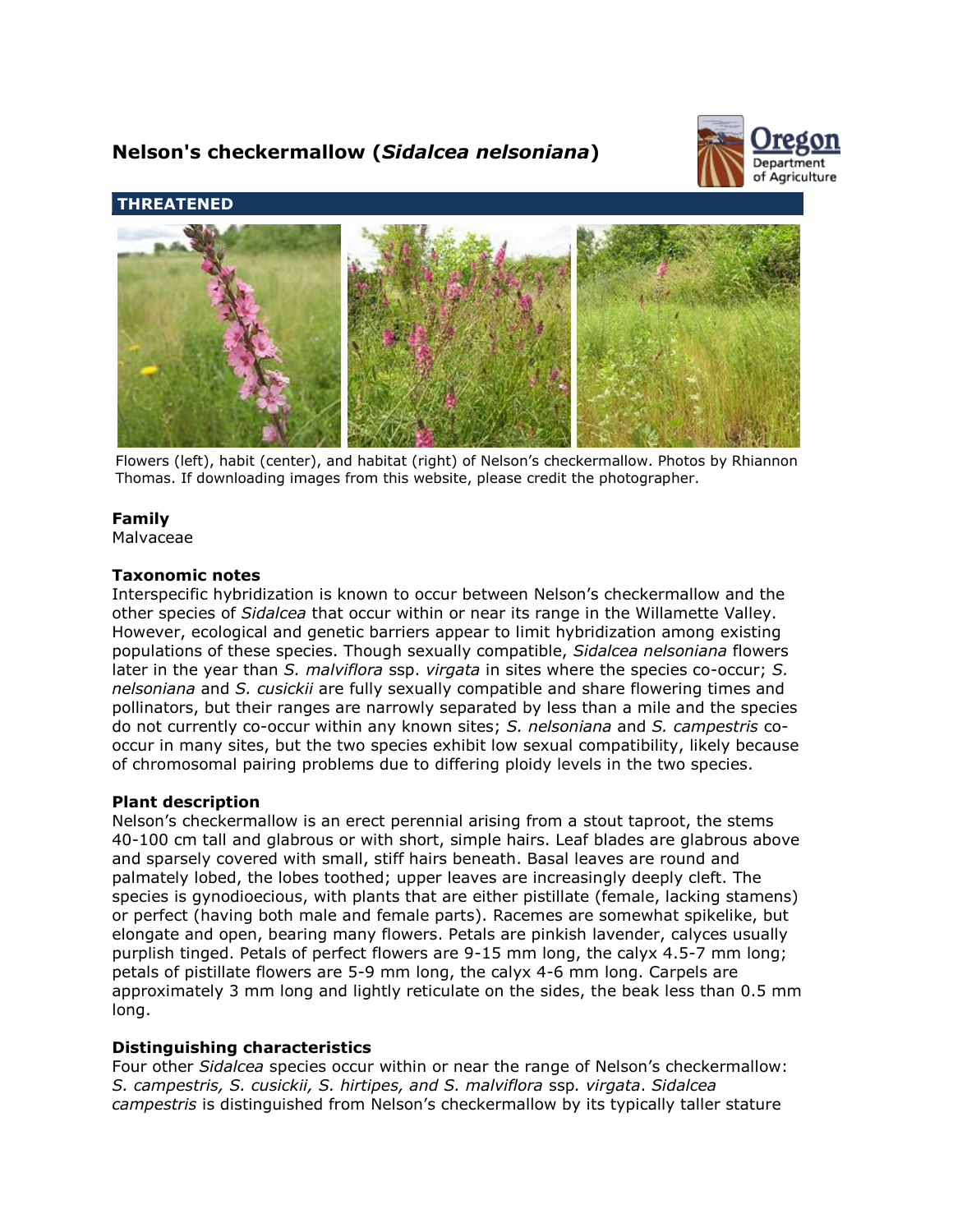# Nelson's checkermallow (*Sidalcea nelsoniana*)

**THREATENED**

Flowers (left), habit (center), and habitat (right) of Nelson's checkermallow. Photos by Rhiannon Thomas. If downloading images from this website, please credit the photographer.

### Family

Malvaceae

### Taxonomic notes

Interspecific hybridization is known to occur between Nelson's checkermallow and the other species of *Sidalcea* that occur within or near its range in the Willamette Valley. However, ecological and genetic barriers appear to limit hybridization among existing populations of these species. Though sexually compatible, *Sidalcea nelsoniana* flowers later in the year than *S. malviflora* ssp. *virgata* in sites where the species co-occur; *S. nelsoniana* and *S. cusickii* are fully sexually compatible and share flowering times and pollinators, but their ranges are narrowly separated by less than a mile and the species do not currently co-occur within any known sites; *S. nelsoniana* and *S. campestris* co-occur in many sites, but the two species exhibit low sexual compatibility, likely because of chromosomal pairing problems due to differing ploidy levels in the two species.

### Plant description

Nelson's checkermallow is an erect perennial arising from a stout taproot, the stems 40-100 cm tall and glabrous or with short, simple hairs. Leaf blades are glabrous above and sparsely covered with small, stiff hairs beneath. Basal leaves are round and palmately lobed, the lobes toothed; upper leaves are increasingly deeply cleft. The species is gynodioecious, with plants that are either pistillate (female, lacking stamens) or perfect (having both male and female parts). Racemes are somewhat spikelike, but elongate and open, bearing many flowers. Petals are pinkish lavender, calyces usually purplish tinged. Petals of perfect flowers are 9-15 mm long, the calyx 4.5-7 mm long; petals of pistillate flowers are 5-9 mm long, the calyx 4-6 mm long. Carpels are approximately 3 mm long and lightly reticulate on the sides, the beak less than 0.5 mm long.

### Distinguishing characteristics

Four other *Sidalcea* species occur within or near the range of Nelson's checkermallow: *S. campestris, S. cusickii, S. hirtipes, and S. malviflora* ssp. *virgata*. *Sidalcea campestris* is distinguished from Nelson's checkermallow by its typically taller stature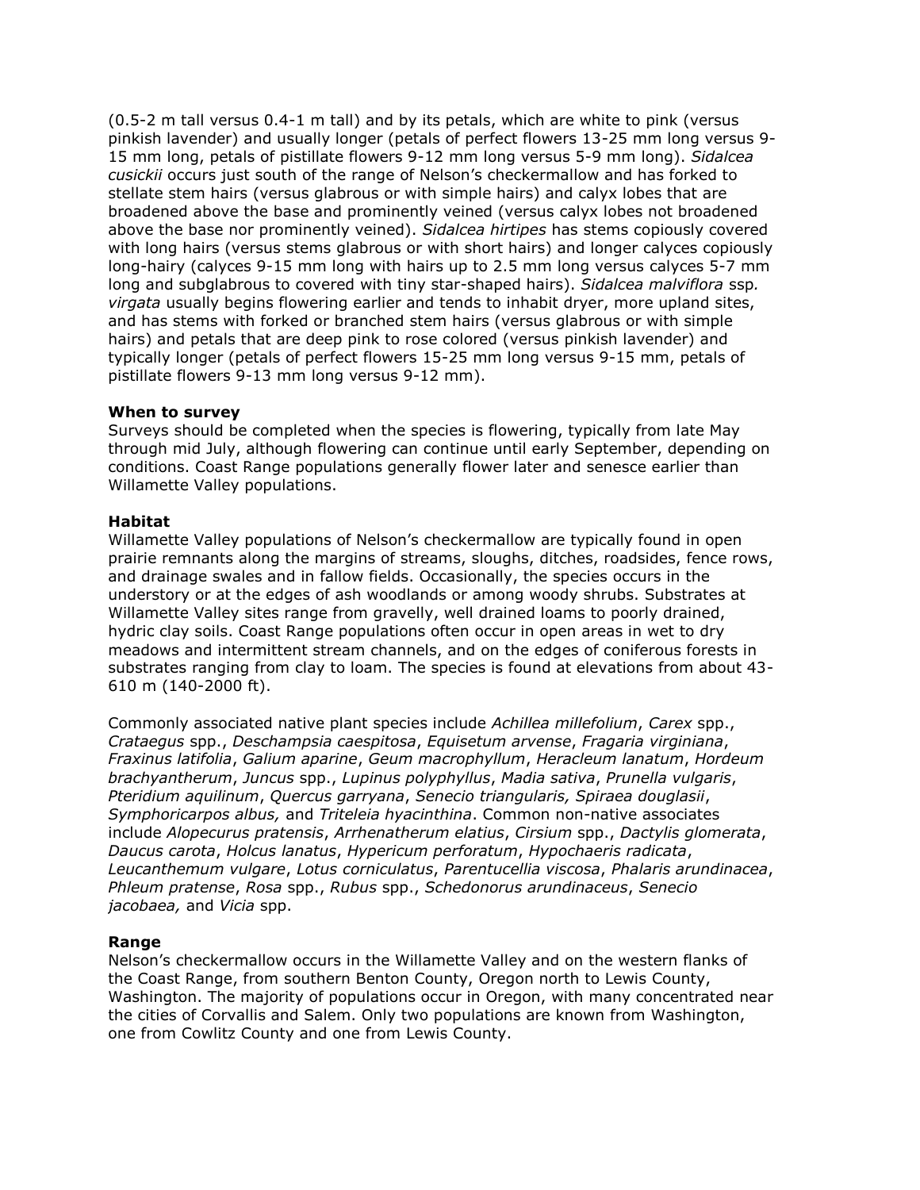(0.5-2 m tall versus 0.4-1 m tall) and by its petals, which are white to pink (versus pinkish lavender) and usually longer (petals of perfect flowers 13-25 mm long versus 9-15 mm long, petals of pistillate flowers 9-12 mm long versus 5-9 mm long). *Sidalcea cusickii* occurs just south of the range of Nelson's checkermallow and has forked to stellate stem hairs (versus glabrous or with simple hairs) and calyx lobes that are broadened above the base and prominently veined (versus calyx lobes not broadened above the base nor prominently veined). *Sidalcea hirtipes* has stems copiously covered with long hairs (versus stems glabrous or with short hairs) and longer calyces copiously long-hairy (calyces 9-15 mm long with hairs up to 2.5 mm long versus calyces 5-7 mm long and subglabrous to covered with tiny star-shaped hairs). *Sidalcea malviflora* ssp. *virgata* usually begins flowering earlier and tends to inhabit dryer, more upland sites, and has stems with forked or branched stem hairs (versus glabrous or with simple hairs) and petals that are deep pink to rose colored (versus pinkish lavender) and typically longer (petals of perfect flowers 15-25 mm long versus 9-15 mm, petals of pistillate flowers 9-13 mm long versus 9-12 mm).

**When to survey**

Surveys should be completed when the species is flowering, typically from late May through mid July, although flowering can continue until early September, depending on conditions. Coast Range populations generally flower later and senesce earlier than Willamette Valley populations.

**Habitat**

Willamette Valley populations of Nelson's checkermallow are typically found in open prairie remnants along the margins of streams, sloughs, ditches, roadsides, fence rows, and drainage swales and in fallow fields. Occasionally, the species occurs in the understory or at the edges of ash woodlands or among woody shrubs. Substrates at Willamette Valley sites range from gravelly, well drained loams to poorly drained, hydric clay soils. Coast Range populations often occur in open areas in wet to dry meadows and intermittent stream channels, and on the edges of coniferous forests in substrates ranging from clay to loam. The species is found at elevations from about 43-610 m (140-2000 ft).

Commonly associated native plant species include *Achillea millefolium*, *Carex* spp., *Crataegus* spp., *Deschampsia caespitosa*, *Equisetum arvense*, *Fragaria virginiana*, *Fraxinus latifolia*, *Galium aparine*, *Geum macrophyllum*, *Heracleum lanatum*, *Hordeum brachyantherum*, *Juncus* spp., *Lupinus polyphyllus*, *Madia sativa*, *Prunella vulgaris*, *Pteridium aquilinum*, *Quercus garryana*, *Senecio triangularis, Spiraea douglasii*, *Symphoricarpos albus,* and *Triteleia hyacinthina*. Common non-native associates include *Alopecurus pratensis*, *Arrhenatherum elatius*, *Cirsium* spp., *Dactylis glomerata*, *Daucus carota*, *Holcus lanatus*, *Hypericum perforatum*, *Hypochaeris radicata*, *Leucanthemum vulgare*, *Lotus corniculatus*, *Parentucellia viscosa*, *Phalaris arundinacea*, *Phleum pratense*, *Rosa* spp., *Rubus* spp., *Schedonorus arundinaceus*, *Senecio jacobaea,* and *Vicia* spp.

**Range**

Nelson's checkermallow occurs in the Willamette Valley and on the western flanks of the Coast Range, from southern Benton County, Oregon north to Lewis County, Washington. The majority of populations occur in Oregon, with many concentrated near the cities of Corvallis and Salem. Only two populations are known from Washington, one from Cowlitz County and one from Lewis County.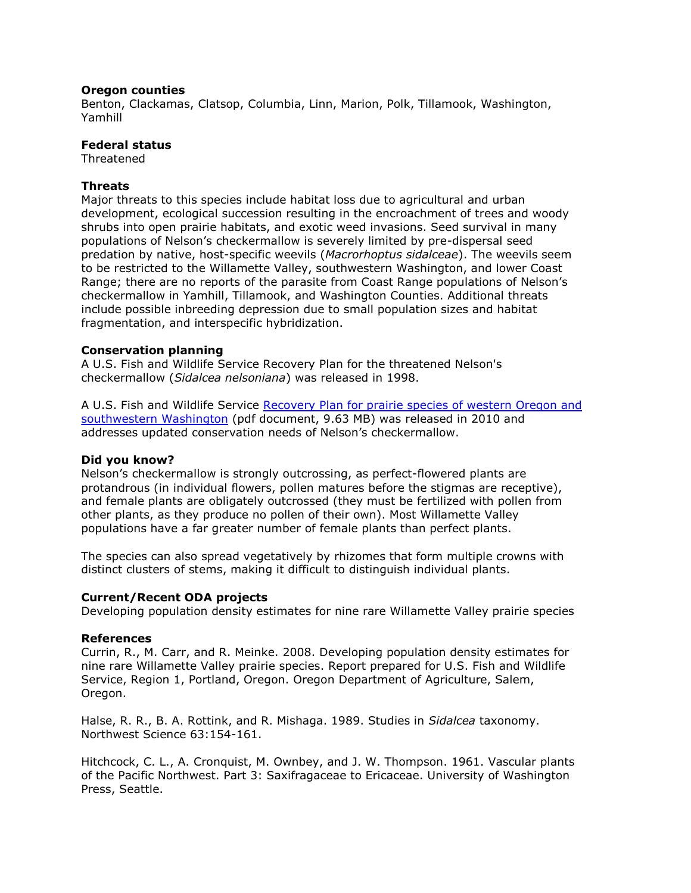**Oregon counties**

Benton, Clackamas, Clatsop, Columbia, Linn, Marion, Polk, Tillamook, Washington, Yamhill

**Federal status**

Threatened

**Threats**

Major threats to this species include habitat loss due to agricultural and urban development, ecological succession resulting in the encroachment of trees and woody shrubs into open prairie habitats, and exotic weed invasions. Seed survival in many populations of Nelson's checkermallow is severely limited by pre-dispersal seed predation by native, host-specific weevils (*Macrorhoptus sidalceae*). The weevils seem to be restricted to the Willamette Valley, southwestern Washington, and lower Coast Range; there are no reports of the parasite from Coast Range populations of Nelson's checkermallow in Yamhill, Tillamook, and Washington Counties. Additional threats include possible inbreeding depression due to small population sizes and habitat fragmentation, and interspecific hybridization.

**Conservation planning**

A U.S. Fish and Wildlife Service Recovery Plan for the threatened Nelson's checkermallow (*Sidalcea nelsoniana*) was released in 1998.

A U.S. Fish and Wildlife Service Recovery Plan for prairie species of western Oregon and southwestern Washington (pdf document, 9.63 MB) was released in 2010 and addresses updated conservation needs of Nelson's checkermallow.

**Did you know?**

Nelson's checkermallow is strongly outcrossing, as perfect-flowered plants are protandrous (in individual flowers, pollen matures before the stigmas are receptive), and female plants are obligately outcrossed (they must be fertilized with pollen from other plants, as they produce no pollen of their own). Most Willamette Valley populations have a far greater number of female plants than perfect plants.

The species can also spread vegetatively by rhizomes that form multiple crowns with distinct clusters of stems, making it difficult to distinguish individual plants.

**Current/Recent ODA projects**

Developing population density estimates for nine rare Willamette Valley prairie species

**References**

Currin, R., M. Carr, and R. Meinke. 2008. Developing population density estimates for nine rare Willamette Valley prairie species. Report prepared for U.S. Fish and Wildlife Service, Region 1, Portland, Oregon. Oregon Department of Agriculture, Salem, Oregon.

Halse, R. R., B. A. Rottink, and R. Mishaga. 1989. Studies in *Sidalcea* taxonomy. Northwest Science 63:154-161.

Hitchcock, C. L., A. Cronquist, M. Ownbey, and J. W. Thompson. 1961. Vascular plants of the Pacific Northwest. Part 3: Saxifragaceae to Ericaceae. University of Washington Press, Seattle.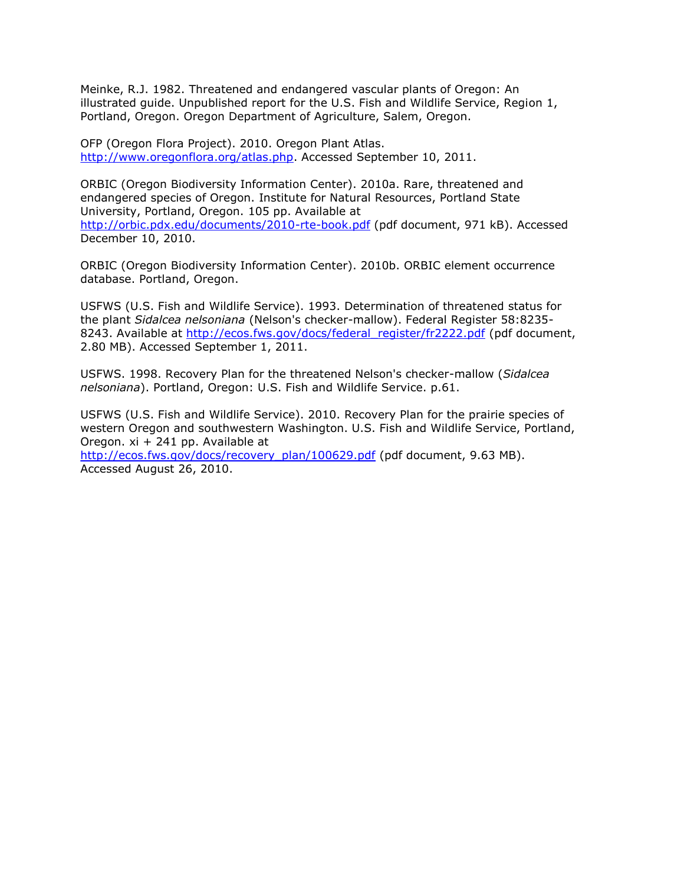Meinke, R.J. 1982. Threatened and endangered vascular plants of Oregon: An illustrated guide. Unpublished report for the U.S. Fish and Wildlife Service, Region 1, Portland, Oregon. Oregon Department of Agriculture, Salem, Oregon.

OFP (Oregon Flora Project). 2010. Oregon Plant Atlas. http://www.oregonflora.org/atlas.php. Accessed September 10, 2011.

ORBIC (Oregon Biodiversity Information Center). 2010a. Rare, threatened and endangered species of Oregon. Institute for Natural Resources, Portland State University, Portland, Oregon. 105 pp. Available at http://orbic.pdx.edu/documents/2010-rte-book.pdf (pdf document, 971 kB). Accessed December 10, 2010.

ORBIC (Oregon Biodiversity Information Center). 2010b. ORBIC element occurrence database. Portland, Oregon.

USFWS (U.S. Fish and Wildlife Service). 1993. Determination of threatened status for the plant *Sidalcea nelsoniana* (Nelson's checker-mallow). Federal Register 58:8235-8243. Available at http://ecos.fws.gov/docs/federal_register/fr2222.pdf (pdf document, 2.80 MB). Accessed September 1, 2011.

USFWS. 1998. Recovery Plan for the threatened Nelson's checker-mallow (*Sidalcea nelsoniana*). Portland, Oregon: U.S. Fish and Wildlife Service. p.61.

USFWS (U.S. Fish and Wildlife Service). 2010. Recovery Plan for the prairie species of western Oregon and southwestern Washington. U.S. Fish and Wildlife Service, Portland, Oregon. xi + 241 pp. Available at http://ecos.fws.gov/docs/recovery_plan/100629.pdf (pdf document, 9.63 MB). Accessed August 26, 2010.